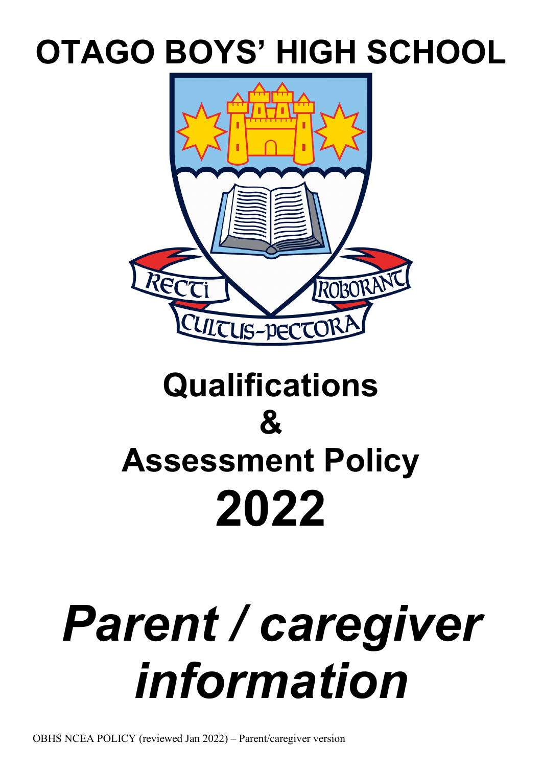# OTAGO BOYS' HIGH SCHOOL

RECTI ROBORANT CULTUS-PECTORA

# Qualifications & Assessment Policy 2022

# *Parent / caregiver information*

OBHS NCEA POLICY (reviewed Jan 2022) – Parent/caregiver version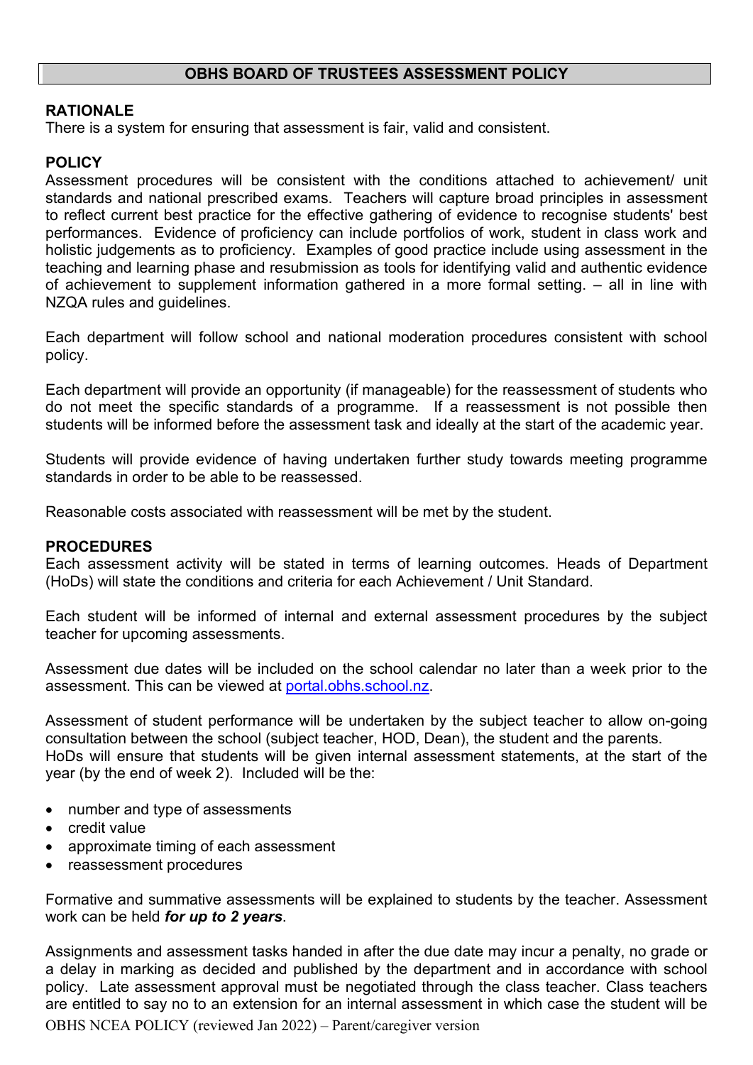## OBHS BOARD OF TRUSTEES ASSESSMENT POLICY

**RATIONALE**
There is a system for ensuring that assessment is fair, valid and consistent.

**POLICY**
Assessment procedures will be consistent with the conditions attached to achievement/ unit standards and national prescribed exams. Teachers will capture broad principles in assessment to reflect current best practice for the effective gathering of evidence to recognise students' best performances. Evidence of proficiency can include portfolios of work, student in class work and holistic judgements as to proficiency. Examples of good practice include using assessment in the teaching and learning phase and resubmission as tools for identifying valid and authentic evidence of achievement to supplement information gathered in a more formal setting. – all in line with NZQA rules and guidelines.

Each department will follow school and national moderation procedures consistent with school policy.

Each department will provide an opportunity (if manageable) for the reassessment of students who do not meet the specific standards of a programme. If a reassessment is not possible then students will be informed before the assessment task and ideally at the start of the academic year.

Students will provide evidence of having undertaken further study towards meeting programme standards in order to be able to be reassessed.

Reasonable costs associated with reassessment will be met by the student.

**PROCEDURES**
Each assessment activity will be stated in terms of learning outcomes. Heads of Department (HoDs) will state the conditions and criteria for each Achievement / Unit Standard.

Each student will be informed of internal and external assessment procedures by the subject teacher for upcoming assessments.

Assessment due dates will be included on the school calendar no later than a week prior to the assessment. This can be viewed at [portal.obhs.school.nz](portal.obhs.school.nz).

Assessment of student performance will be undertaken by the subject teacher to allow on-going consultation between the school (subject teacher, HOD, Dean), the student and the parents.
HoDs will ensure that students will be given internal assessment statements, at the start of the year (by the end of week 2). Included will be the:

- number and type of assessments
- credit value
- approximate timing of each assessment
- reassessment procedures

Formative and summative assessments will be explained to students by the teacher. Assessment work can be held ***for up to 2 years***.

Assignments and assessment tasks handed in after the due date may incur a penalty, no grade or a delay in marking as decided and published by the department and in accordance with school policy. Late assessment approval must be negotiated through the class teacher. Class teachers are entitled to say no to an extension for an internal assessment in which case the student will be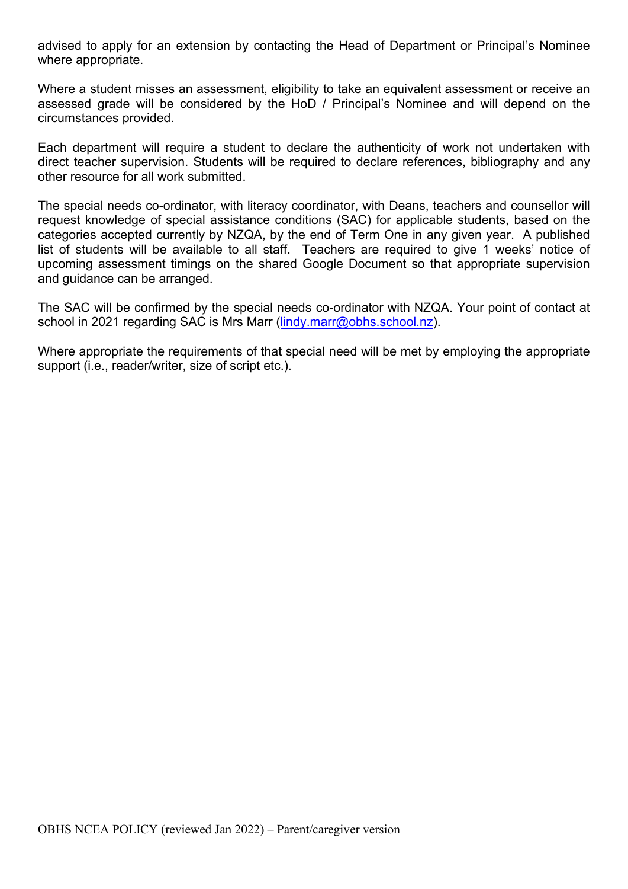advised to apply for an extension by contacting the Head of Department or Principal's Nominee where appropriate.

Where a student misses an assessment, eligibility to take an equivalent assessment or receive an assessed grade will be considered by the HoD / Principal's Nominee and will depend on the circumstances provided.

Each department will require a student to declare the authenticity of work not undertaken with direct teacher supervision. Students will be required to declare references, bibliography and any other resource for all work submitted.

The special needs co-ordinator, with literacy coordinator, with Deans, teachers and counsellor will request knowledge of special assistance conditions (SAC) for applicable students, based on the categories accepted currently by NZQA, by the end of Term One in any given year. A published list of students will be available to all staff. Teachers are required to give 1 weeks' notice of upcoming assessment timings on the shared Google Document so that appropriate supervision and guidance can be arranged.

The SAC will be confirmed by the special needs co-ordinator with NZQA. Your point of contact at school in 2021 regarding SAC is Mrs Marr (lindy.marr@obhs.school.nz).

Where appropriate the requirements of that special need will be met by employing the appropriate support (i.e., reader/writer, size of script etc.).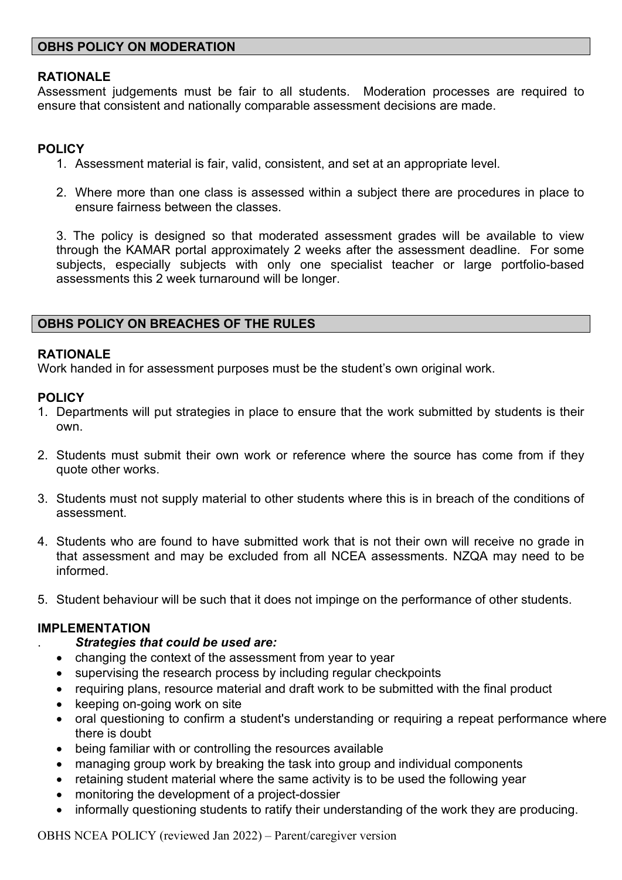## OBHS POLICY ON MODERATION

**RATIONALE**

Assessment judgements must be fair to all students. Moderation processes are required to ensure that consistent and nationally comparable assessment decisions are made.

**POLICY**

1. Assessment material is fair, valid, consistent, and set at an appropriate level.
2. Where more than one class is assessed within a subject there are procedures in place to ensure fairness between the classes.
3. The policy is designed so that moderated assessment grades will be available to view through the KAMAR portal approximately 2 weeks after the assessment deadline. For some subjects, especially subjects with only one specialist teacher or large portfolio-based assessments this 2 week turnaround will be longer.

## OBHS POLICY ON BREACHES OF THE RULES

**RATIONALE**

Work handed in for assessment purposes must be the student's own original work.

**POLICY**

1. Departments will put strategies in place to ensure that the work submitted by students is their own.
2. Students must submit their own work or reference where the source has come from if they quote other works.
3. Students must not supply material to other students where this is in breach of the conditions of assessment.
4. Students who are found to have submitted work that is not their own will receive no grade in that assessment and may be excluded from all NCEA assessments. NZQA may need to be informed.
5. Student behaviour will be such that it does not impinge on the performance of other students.

**IMPLEMENTATION**

***Strategies that could be used are:***

- changing the context of the assessment from year to year
- supervising the research process by including regular checkpoints
- requiring plans, resource material and draft work to be submitted with the final product
- keeping on-going work on site
- oral questioning to confirm a student's understanding or requiring a repeat performance where there is doubt
- being familiar with or controlling the resources available
- managing group work by breaking the task into group and individual components
- retaining student material where the same activity is to be used the following year
- monitoring the development of a project-dossier
- informally questioning students to ratify their understanding of the work they are producing.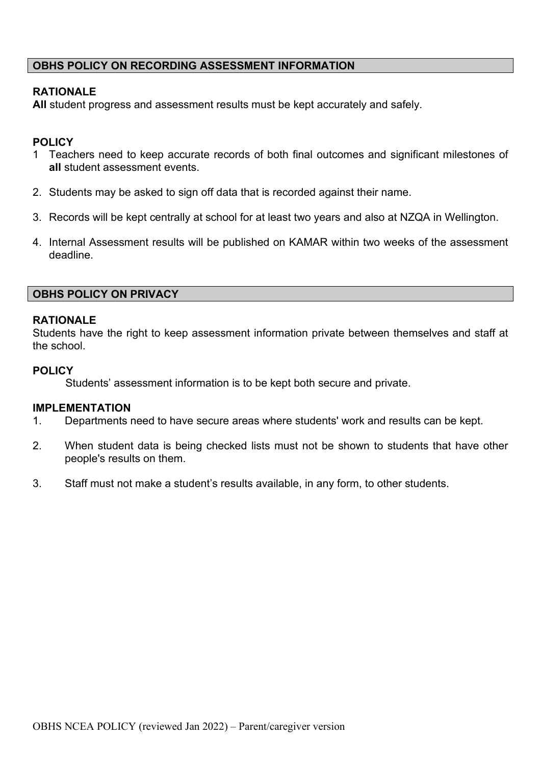## OBHS POLICY ON RECORDING ASSESSMENT INFORMATION

### RATIONALE

**All** student progress and assessment results must be kept accurately and safely.

### POLICY

1. Teachers need to keep accurate records of both final outcomes and significant milestones of **all** student assessment events.
2. Students may be asked to sign off data that is recorded against their name.
3. Records will be kept centrally at school for at least two years and also at NZQA in Wellington.
4. Internal Assessment results will be published on KAMAR within two weeks of the assessment deadline.

## OBHS POLICY ON PRIVACY

### RATIONALE

Students have the right to keep assessment information private between themselves and staff at the school.

### POLICY

Students' assessment information is to be kept both secure and private.

### IMPLEMENTATION

1. Departments need to have secure areas where students' work and results can be kept.
2. When student data is being checked lists must not be shown to students that have other people's results on them.
3. Staff must not make a student's results available, in any form, to other students.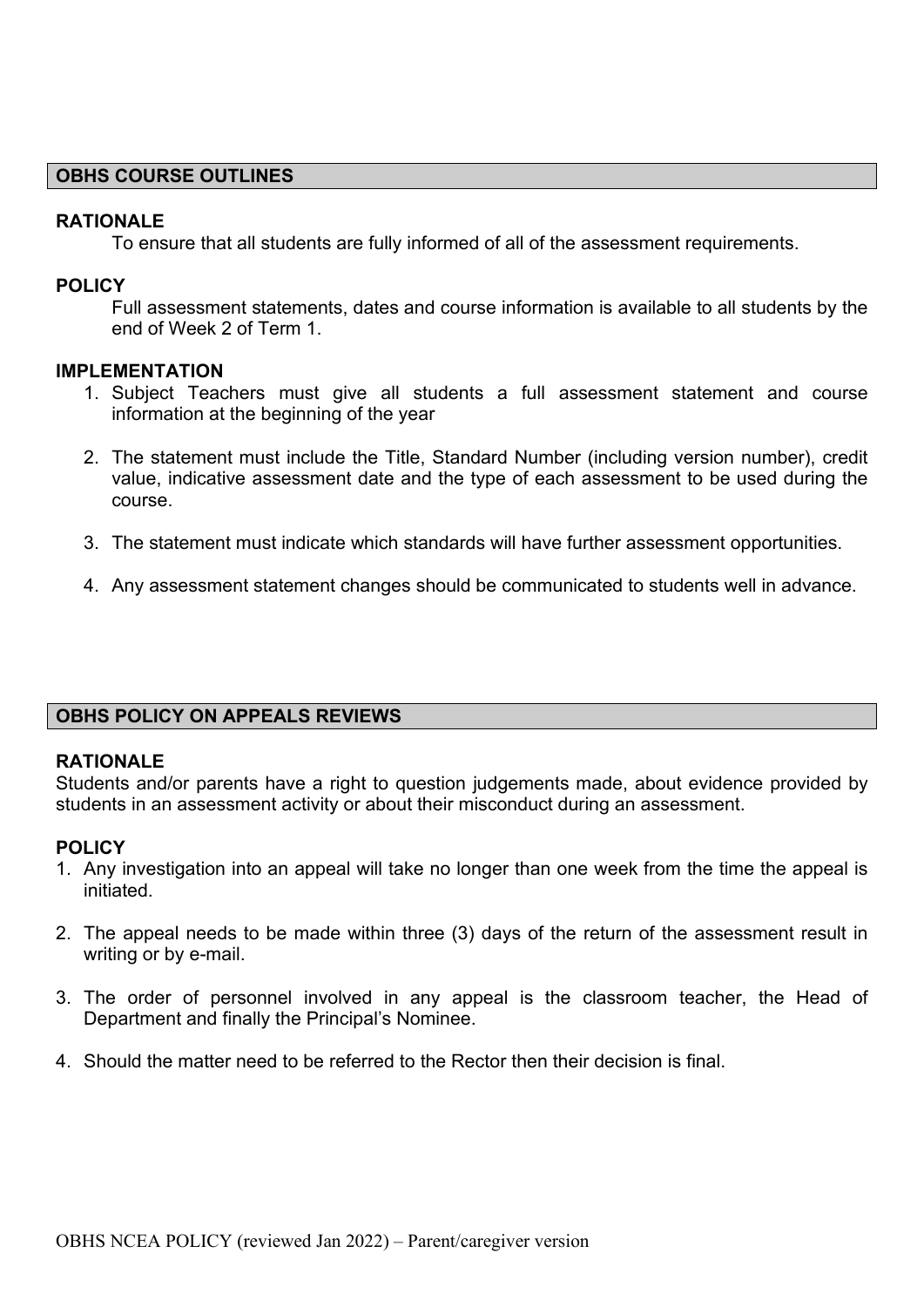## OBHS COURSE OUTLINES

### RATIONALE

To ensure that all students are fully informed of all of the assessment requirements.

### POLICY

Full assessment statements, dates and course information is available to all students by the end of Week 2 of Term 1.

### IMPLEMENTATION

1. Subject Teachers must give all students a full assessment statement and course information at the beginning of the year

2. The statement must include the Title, Standard Number (including version number), credit value, indicative assessment date and the type of each assessment to be used during the course.

3. The statement must indicate which standards will have further assessment opportunities.

4. Any assessment statement changes should be communicated to students well in advance.

## OBHS POLICY ON APPEALS REVIEWS

### RATIONALE

Students and/or parents have a right to question judgements made, about evidence provided by students in an assessment activity or about their misconduct during an assessment.

### POLICY

1. Any investigation into an appeal will take no longer than one week from the time the appeal is initiated.

2. The appeal needs to be made within three (3) days of the return of the assessment result in writing or by e-mail.

3. The order of personnel involved in any appeal is the classroom teacher, the Head of Department and finally the Principal's Nominee.

4. Should the matter need to be referred to the Rector then their decision is final.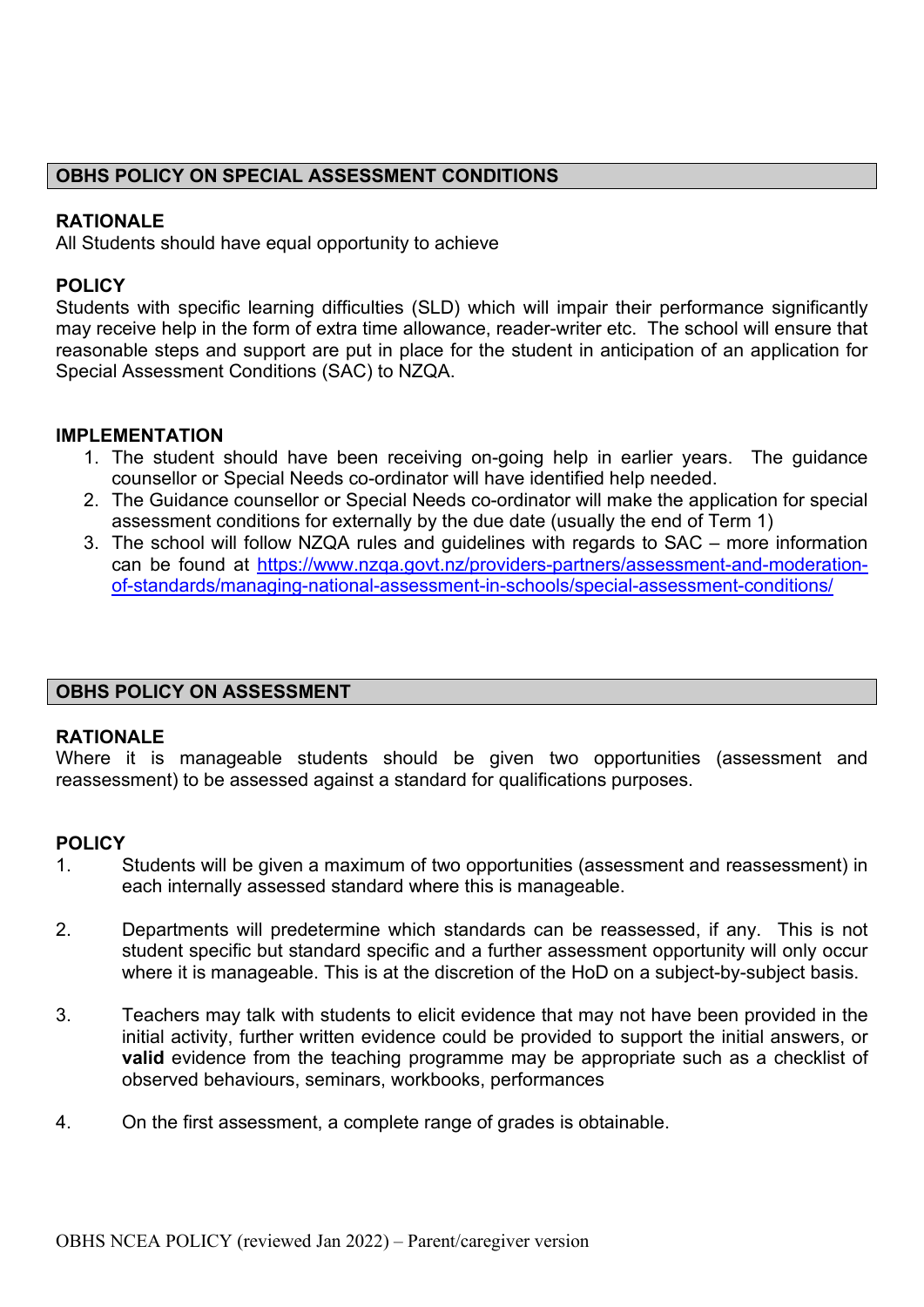## OBHS POLICY ON SPECIAL ASSESSMENT CONDITIONS

### RATIONALE

All Students should have equal opportunity to achieve

### POLICY

Students with specific learning difficulties (SLD) which will impair their performance significantly may receive help in the form of extra time allowance, reader-writer etc. The school will ensure that reasonable steps and support are put in place for the student in anticipation of an application for Special Assessment Conditions (SAC) to NZQA.

### IMPLEMENTATION

1. The student should have been receiving on-going help in earlier years. The guidance counsellor or Special Needs co-ordinator will have identified help needed.
2. The Guidance counsellor or Special Needs co-ordinator will make the application for special assessment conditions for externally by the due date (usually the end of Term 1)
3. The school will follow NZQA rules and guidelines with regards to SAC – more information can be found at [https://www.nzqa.govt.nz/providers-partners/assessment-and-moderation-of-standards/managing-national-assessment-in-schools/special-assessment-conditions/](https://www.nzqa.govt.nz/providers-partners/assessment-and-moderation-of-standards/managing-national-assessment-in-schools/special-assessment-conditions/)

## OBHS POLICY ON ASSESSMENT

### RATIONALE

Where it is manageable students should be given two opportunities (assessment and reassessment) to be assessed against a standard for qualifications purposes.

### POLICY

1. Students will be given a maximum of two opportunities (assessment and reassessment) in each internally assessed standard where this is manageable.

2. Departments will predetermine which standards can be reassessed, if any. This is not student specific but standard specific and a further assessment opportunity will only occur where it is manageable. This is at the discretion of the HoD on a subject-by-subject basis.

3. Teachers may talk with students to elicit evidence that may not have been provided in the initial activity, further written evidence could be provided to support the initial answers, or **valid** evidence from the teaching programme may be appropriate such as a checklist of observed behaviours, seminars, workbooks, performances

4. On the first assessment, a complete range of grades is obtainable.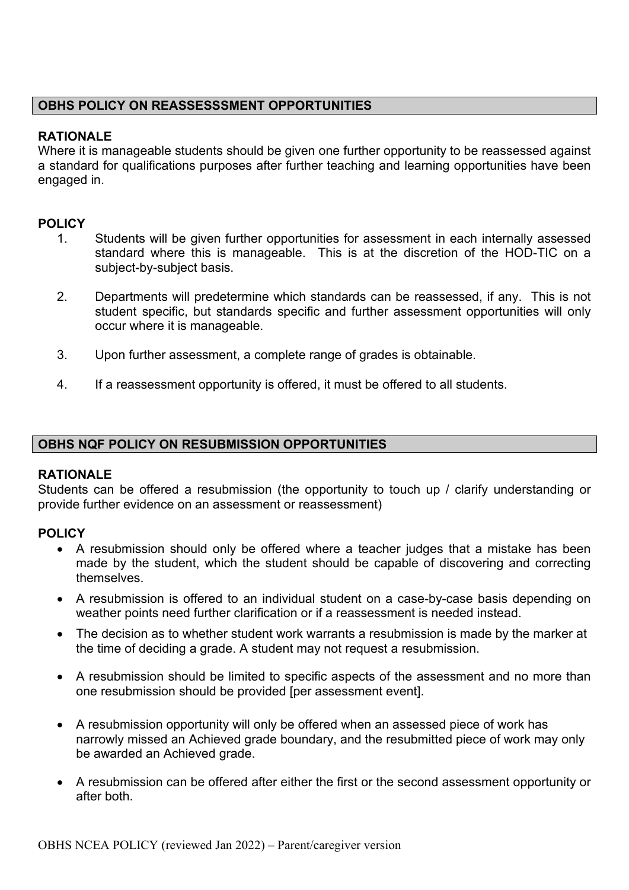## OBHS POLICY ON REASSESSSMENT OPPORTUNITIES

### RATIONALE

Where it is manageable students should be given one further opportunity to be reassessed against a standard for qualifications purposes after further teaching and learning opportunities have been engaged in.

### POLICY

1. Students will be given further opportunities for assessment in each internally assessed standard where this is manageable. This is at the discretion of the HOD-TIC on a subject-by-subject basis.
2. Departments will predetermine which standards can be reassessed, if any. This is not student specific, but standards specific and further assessment opportunities will only occur where it is manageable.
3. Upon further assessment, a complete range of grades is obtainable.
4. If a reassessment opportunity is offered, it must be offered to all students.

## OBHS NQF POLICY ON RESUBMISSION OPPORTUNITIES

### RATIONALE

Students can be offered a resubmission (the opportunity to touch up / clarify understanding or provide further evidence on an assessment or reassessment)

### POLICY

- A resubmission should only be offered where a teacher judges that a mistake has been made by the student, which the student should be capable of discovering and correcting themselves.
- A resubmission is offered to an individual student on a case-by-case basis depending on weather points need further clarification or if a reassessment is needed instead.
- The decision as to whether student work warrants a resubmission is made by the marker at the time of deciding a grade. A student may not request a resubmission.
- A resubmission should be limited to specific aspects of the assessment and no more than one resubmission should be provided [per assessment event].
- A resubmission opportunity will only be offered when an assessed piece of work has narrowly missed an Achieved grade boundary, and the resubmitted piece of work may only be awarded an Achieved grade.
- A resubmission can be offered after either the first or the second assessment opportunity or after both.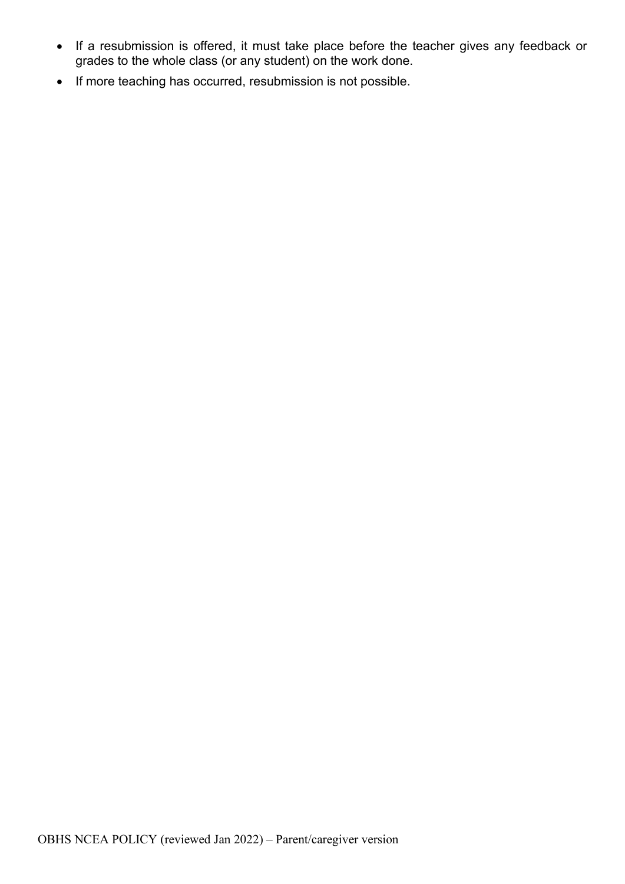- If a resubmission is offered, it must take place before the teacher gives any feedback or grades to the whole class (or any student) on the work done.
- If more teaching has occurred, resubmission is not possible.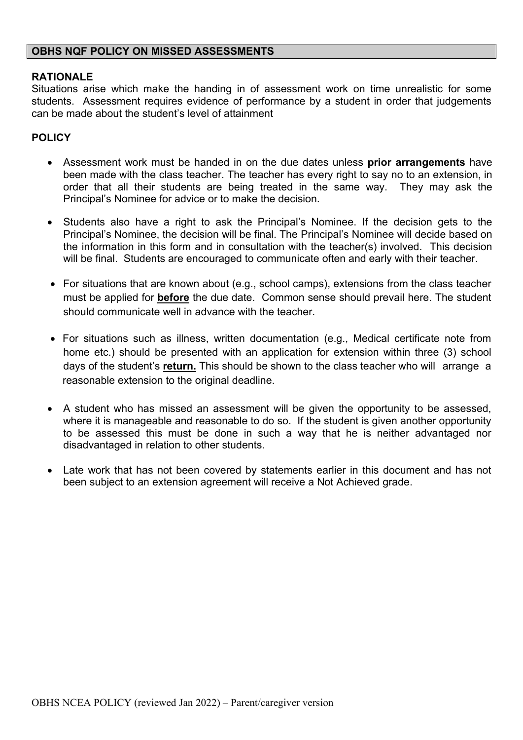## OBHS NQF POLICY ON MISSED ASSESSMENTS

**RATIONALE**

Situations arise which make the handing in of assessment work on time unrealistic for some students. Assessment requires evidence of performance by a student in order that judgements can be made about the student's level of attainment

**POLICY**

- Assessment work must be handed in on the due dates unless **prior arrangements** have been made with the class teacher. The teacher has every right to say no to an extension, in order that all their students are being treated in the same way. They may ask the Principal's Nominee for advice or to make the decision.
- Students also have a right to ask the Principal's Nominee. If the decision gets to the Principal's Nominee, the decision will be final. The Principal's Nominee will decide based on the information in this form and in consultation with the teacher(s) involved. This decision will be final. Students are encouraged to communicate often and early with their teacher.
- For situations that are known about (e.g., school camps), extensions from the class teacher must be applied for **before** the due date. Common sense should prevail here. The student should communicate well in advance with the teacher.
- For situations such as illness, written documentation (e.g., Medical certificate note from home etc.) should be presented with an application for extension within three (3) school days of the student's **return.** This should be shown to the class teacher who will arrange a reasonable extension to the original deadline.
- A student who has missed an assessment will be given the opportunity to be assessed, where it is manageable and reasonable to do so. If the student is given another opportunity to be assessed this must be done in such a way that he is neither advantaged nor disadvantaged in relation to other students.
- Late work that has not been covered by statements earlier in this document and has not been subject to an extension agreement will receive a Not Achieved grade.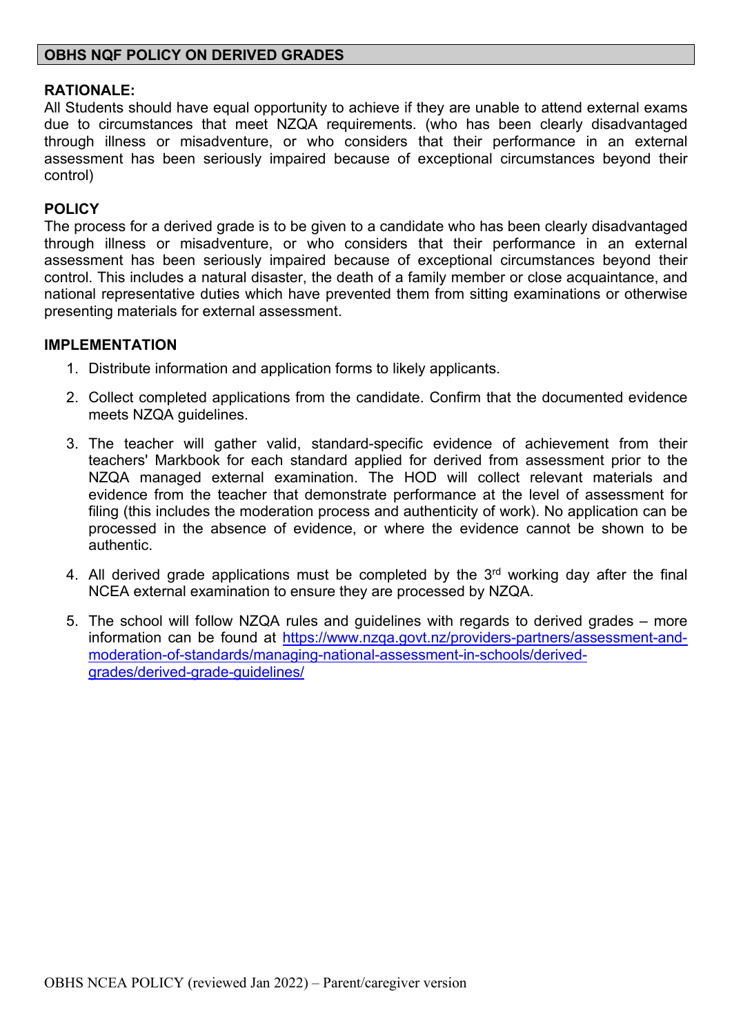## OBHS NQF POLICY ON DERIVED GRADES

**RATIONALE:**

All Students should have equal opportunity to achieve if they are unable to attend external exams due to circumstances that meet NZQA requirements. (who has been clearly disadvantaged through illness or misadventure, or who considers that their performance in an external assessment has been seriously impaired because of exceptional circumstances beyond their control)

**POLICY**

The process for a derived grade is to be given to a candidate who has been clearly disadvantaged through illness or misadventure, or who considers that their performance in an external assessment has been seriously impaired because of exceptional circumstances beyond their control. This includes a natural disaster, the death of a family member or close acquaintance, and national representative duties which have prevented them from sitting examinations or otherwise presenting materials for external assessment.

**IMPLEMENTATION**

1. Distribute information and application forms to likely applicants.

2. Collect completed applications from the candidate. Confirm that the documented evidence meets NZQA guidelines.

3. The teacher will gather valid, standard-specific evidence of achievement from their teachers' Markbook for each standard applied for derived from assessment prior to the NZQA managed external examination. The HOD will collect relevant materials and evidence from the teacher that demonstrate performance at the level of assessment for filing (this includes the moderation process and authenticity of work). No application can be processed in the absence of evidence, or where the evidence cannot be shown to be authentic.

4. All derived grade applications must be completed by the 3rd working day after the final NCEA external examination to ensure they are processed by NZQA.

5. The school will follow NZQA rules and guidelines with regards to derived grades – more information can be found at https://www.nzqa.govt.nz/providers-partners/assessment-and-moderation-of-standards/managing-national-assessment-in-schools/derived-grades/derived-grade-guidelines/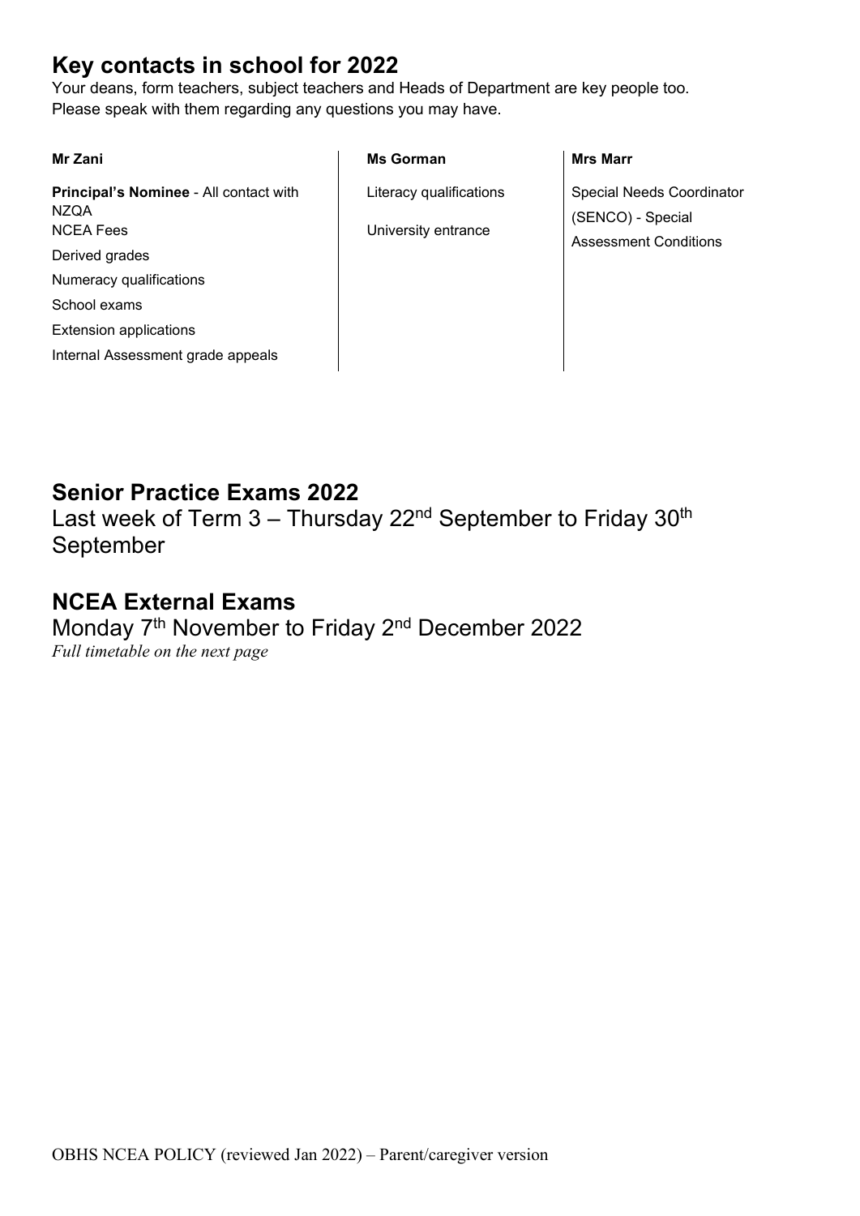## Key contacts in school for 2022

Your deans, form teachers, subject teachers and Heads of Department are key people too.
Please speak with them regarding any questions you may have.

| Mr Zani | Ms Gorman | Mrs Marr |
|---|---|---|
| **Principal's Nominee** - All contact with NZQA | Literacy qualifications | Special Needs Coordinator (SENCO) - Special Assessment Conditions |
| NCEA Fees | University entrance | |
| Derived grades | | |
| Numeracy qualifications | | |
| School exams | | |
| Extension applications | | |
| Internal Assessment grade appeals | | |

## Senior Practice Exams 2022

Last week of Term 3 – Thursday 22nd September to Friday 30th September

## NCEA External Exams

Monday 7th November to Friday 2nd December 2022

*Full timetable on the next page*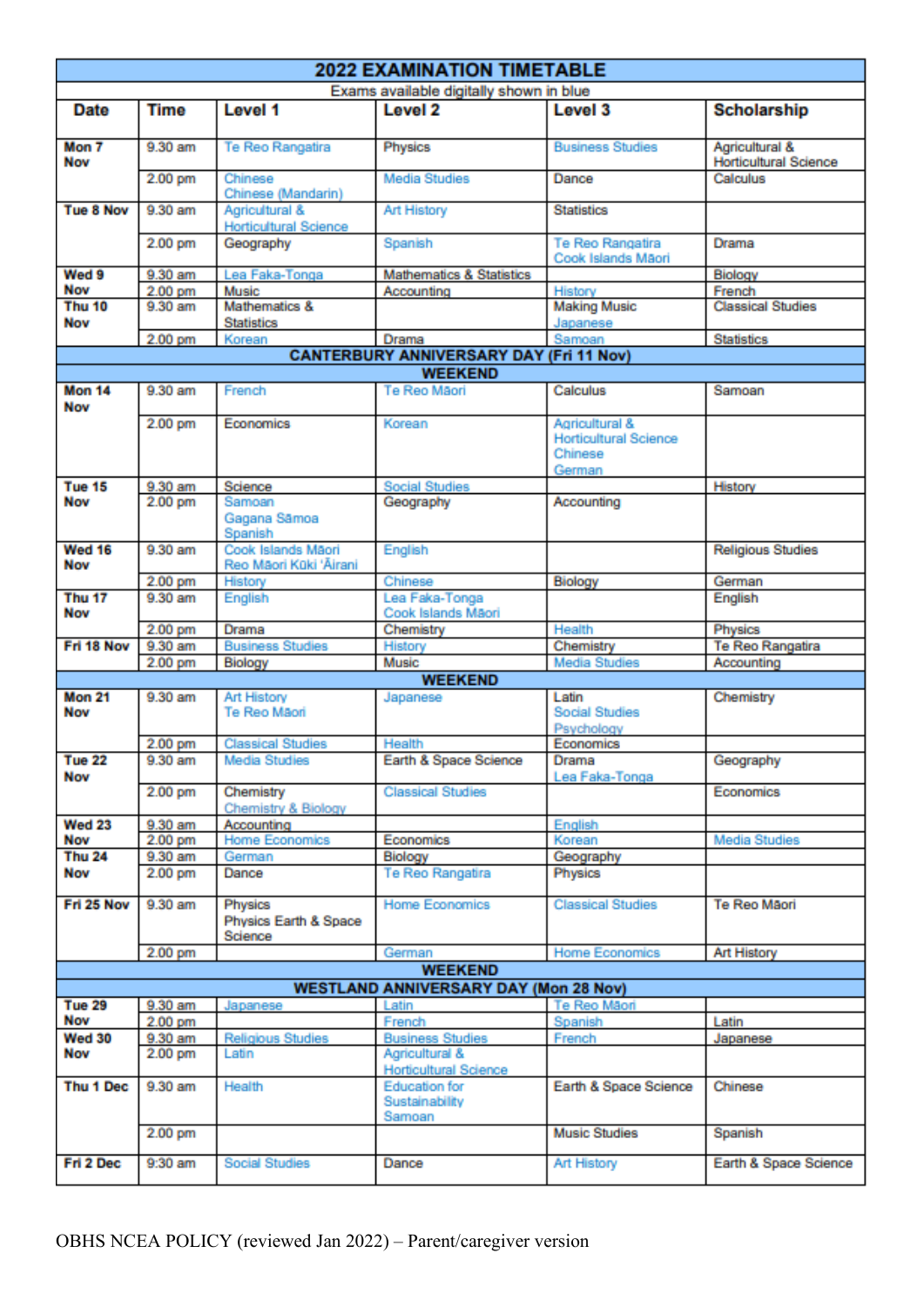# 2022 EXAMINATION TIMETABLE

Exams available digitally shown in blue

| Date | Time | Level 1 | Level 2 | Level 3 | Scholarship |
|---|---|---|---|---|---|
| Mon 7 Nov | 9.30 am | Te Reo Rangatira | Physics | Business Studies | Agricultural & Horticultural Science |
| | 2.00 pm | Chinese<br>Chinese (Mandarin) | Media Studies | Dance | Calculus |
| Tue 8 Nov | 9.30 am | Agricultural & Horticultural Science | Art History | Statistics | |
| | 2.00 pm | Geography | Spanish | Te Reo Rangatira<br>Cook Islands Māori | Drama |
| Wed 9 Nov | 9.30 am | Lea Faka-Tonga | Mathematics & Statistics | | Biology |
| | 2.00 pm | Music | Accounting | History | French |
| Thu 10 Nov | 9.30 am | Mathematics & Statistics | | Making Music<br>Japanese | Classical Studies |
| | 2.00 pm | Korean | Drama | Samoan | Statistics |
| **CANTERBURY ANNIVERSARY DAY (Fri 11 Nov)** | | | | | |
| **WEEKEND** | | | | | |
| Mon 14 Nov | 9.30 am | French | Te Reo Māori | Calculus | Samoan |
| | 2.00 pm | Economics | Korean | Agricultural & Horticultural Science<br>Chinese<br>German | |
| Tue 15 Nov | 9.30 am | Science | Social Studies | | History |
| | 2.00 pm | Samoan<br>Gagana Sāmoa<br>Spanish | Geography | Accounting | |
| Wed 16 Nov | 9.30 am | Cook Islands Māori<br>Reo Māori Kūki 'Āirani | English | | Religious Studies |
| | 2.00 pm | History | Chinese | Biology | German |
| Thu 17 Nov | 9.30 am | English | Lea Faka-Tonga<br>Cook Islands Māori | | English |
| | 2.00 pm | Drama | Chemistry | Health | Physics |
| Fri 18 Nov | 9.30 am | Business Studies | History | Chemistry | Te Reo Rangatira |
| | 2.00 pm | Biology | Music | Media Studies | Accounting |
| **WEEKEND** | | | | | |
| Mon 21 Nov | 9.30 am | Art History<br>Te Reo Māori | Japanese | Latin<br>Social Studies<br>Psychology | Chemistry |
| | 2.00 pm | Classical Studies | Health | Economics | |
| Tue 22 Nov | 9.30 am | Media Studies | Earth & Space Science | Drama<br>Lea Faka-Tonga | Geography |
| | 2.00 pm | Chemistry<br>Chemistry & Biology | Classical Studies | | Economics |
| Wed 23 Nov | 9.30 am | Accounting | | English | |
| | 2.00 pm | Home Economics | Economics | Korean | Media Studies |
| Thu 24 Nov | 9.30 am | German | Biology | Geography | |
| | 2.00 pm | Dance | Te Reo Rangatira | Physics | |
| Fri 25 Nov | 9.30 am | Physics<br>Physics Earth & Space Science | Home Economics | Classical Studies | Te Reo Māori |
| | 2.00 pm | | German | Home Economics | Art History |
| **WEEKEND** | | | | | |
| **WESTLAND ANNIVERSARY DAY (Mon 28 Nov)** | | | | | |
| Tue 29 Nov | 9.30 am | Japanese | Latin | Te Reo Māori | |
| | 2.00 pm | | French | Spanish | Latin |
| Wed 30 Nov | 9.30 am | Religious Studies | Business Studies | French | Japanese |
| | 2.00 pm | Latin | Agricultural & Horticultural Science | | |
| Thu 1 Dec | 9.30 am | Health | Education for Sustainability<br>Samoan | Earth & Space Science | Chinese |
| | 2.00 pm | | | Music Studies | Spanish |
| Fri 2 Dec | 9:30 am | Social Studies | Dance | Art History | Earth & Space Science |

OBHS NCEA POLICY (reviewed Jan 2022) – Parent/caregiver version